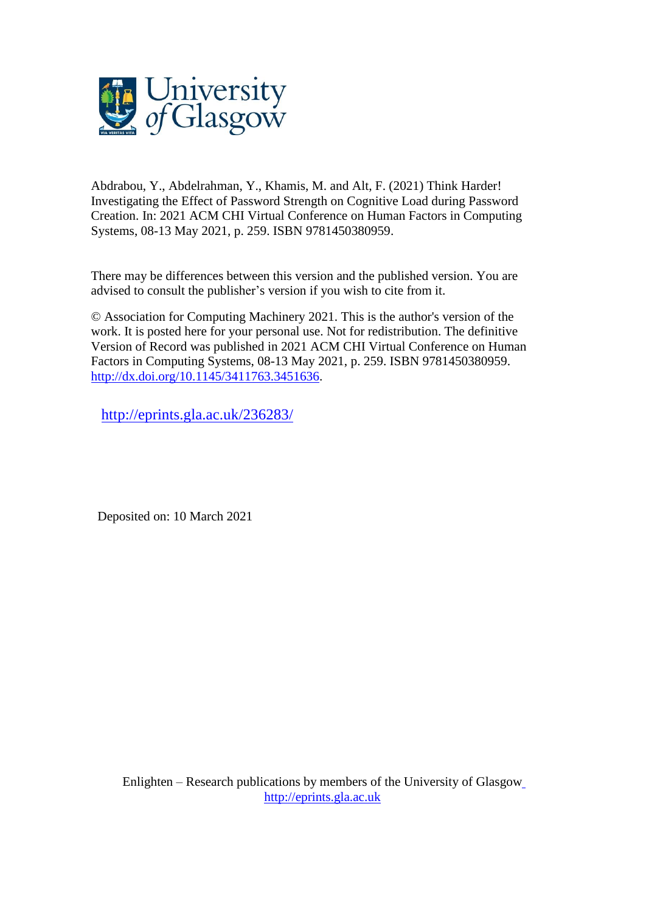Abdrabou, Y., Abdelrahman, Y., Khamis, M. and Alt, F. (2021) Think Harder! Investigating the Effect of Password Strength on Cognitive Load during Password Creation. In: 2021 ACM CHI Virtual Conference on Human Factors in Computing Systems, 08-13 May 2021, p. 259. ISBN 9781450380959.

There may be differences between this version and the published version. You are advised to consult the publisher's version if you wish to cite from it.

© Association for Computing Machinery 2021. This is the author's version of the work. It is posted here for your personal use. Not for redistribution. The definitive Version of Record was published in 2021 ACM CHI Virtual Conference on Human Factors in Computing Systems, 08-13 May 2021, p. 259. ISBN 9781450380959. http://dx.doi.org/10.1145/3411763.3451636.

http://eprints.gla.ac.uk/236283/

Deposited on: 10 March 2021

Enlighten – Research publications by members of the University of Glasgow
http://eprints.gla.ac.uk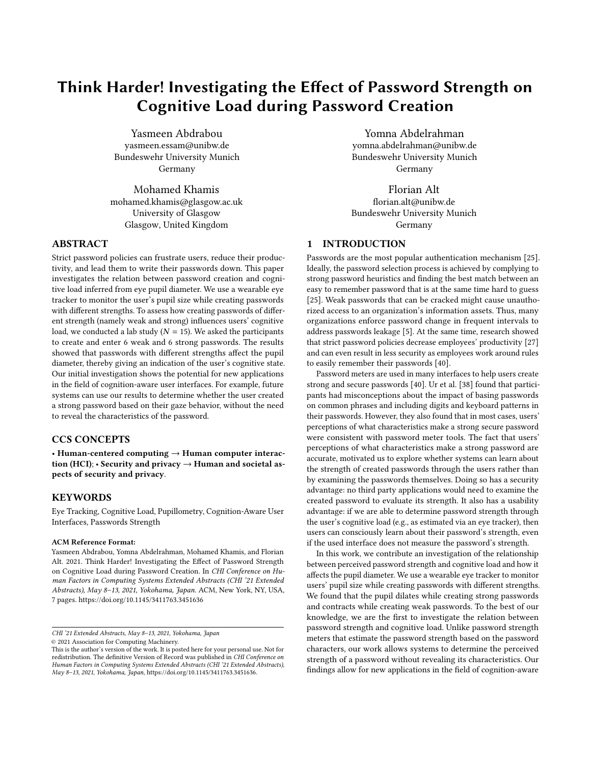# Think Harder! Investigating the Effect of Password Strength on Cognitive Load during Password Creation

Yasmeen Abdrabou
yasmeen.essam@unibw.de
Bundeswehr University Munich
Germany

Yomna Abdelrahman
yomna.abdelrahman@unibw.de
Bundeswehr University Munich
Germany

Mohamed Khamis
mohamed.khamis@glasgow.ac.uk
University of Glasgow
Glasgow, United Kingdom

Florian Alt
florian.alt@unibw.de
Bundeswehr University Munich
Germany

## ABSTRACT

Strict password policies can frustrate users, reduce their productivity, and lead them to write their passwords down. This paper investigates the relation between password creation and cognitive load inferred from eye pupil diameter. We use a wearable eye tracker to monitor the user's pupil size while creating passwords with different strengths. To assess how creating passwords of different strength (namely weak and strong) influences users' cognitive load, we conducted a lab study ($N = 15$). We asked the participants to create and enter 6 weak and 6 strong passwords. The results showed that passwords with different strengths affect the pupil diameter, thereby giving an indication of the user's cognitive state. Our initial investigation shows the potential for new applications in the field of cognition-aware user interfaces. For example, future systems can use our results to determine whether the user created a strong password based on their gaze behavior, without the need to reveal the characteristics of the password.

## CCS CONCEPTS

• **Human-centered computing** → **Human computer interaction (HCI)**; • **Security and privacy** → **Human and societal aspects of security and privacy**.

## KEYWORDS

Eye Tracking, Cognitive Load, Pupillometry, Cognition-Aware User Interfaces, Passwords Strength

**ACM Reference Format:**
Yasmeen Abdrabou, Yomna Abdelrahman, Mohamed Khamis, and Florian Alt. 2021. Think Harder! Investigating the Effect of Password Strength on Cognitive Load during Password Creation. In *CHI Conference on Human Factors in Computing Systems Extended Abstracts (CHI '21 Extended Abstracts), May 8–13, 2021, Yokohama, Japan.* ACM, New York, NY, USA, 7 pages. https://doi.org/10.1145/3411763.3451636

*CHI '21 Extended Abstracts, May 8–13, 2021, Yokohama, Japan*
© 2021 Association for Computing Machinery.
This is the author's version of the work. It is posted here for your personal use. Not for redistribution. The definitive Version of Record was published in *CHI Conference on Human Factors in Computing Systems Extended Abstracts (CHI '21 Extended Abstracts), May 8–13, 2021, Yokohama, Japan*, https://doi.org/10.1145/3411763.3451636.

## 1 INTRODUCTION

Passwords are the most popular authentication mechanism [25]. Ideally, the password selection process is achieved by complying to strong password heuristics and finding the best match between an easy to remember password that is at the same time hard to guess [25]. Weak passwords that can be cracked might cause unauthorized access to an organization's information assets. Thus, many organizations enforce password change in frequent intervals to address passwords leakage [5]. At the same time, research showed that strict password policies decrease employees' productivity [27] and can even result in less security as employees work around rules to easily remember their passwords [40].

Password meters are used in many interfaces to help users create strong and secure passwords [40]. Ur et al. [38] found that participants had misconceptions about the impact of basing passwords on common phrases and including digits and keyboard patterns in their passwords. However, they also found that in most cases, users' perceptions of what characteristics make a strong secure password were consistent with password meter tools. The fact that users' perceptions of what characteristics make a strong password are accurate, motivated us to explore whether systems can learn about the strength of created passwords through the users rather than by examining the passwords themselves. Doing so has a security advantage: no third party applications would need to examine the created password to evaluate its strength. It also has a usability advantage: if we are able to determine password strength through the user's cognitive load (e.g., as estimated via an eye tracker), then users can consciously learn about their password's strength, even if the used interface does not measure the password's strength.

In this work, we contribute an investigation of the relationship between perceived password strength and cognitive load and how it affects the pupil diameter. We use a wearable eye tracker to monitor users' pupil size while creating passwords with different strengths. We found that the pupil dilates while creating strong passwords and contracts while creating weak passwords. To the best of our knowledge, we are the first to investigate the relation between password strength and cognitive load. Unlike password strength meters that estimate the password strength based on the password characters, our work allows systems to determine the perceived strength of a password without revealing its characteristics. Our findings allow for new applications in the field of cognition-aware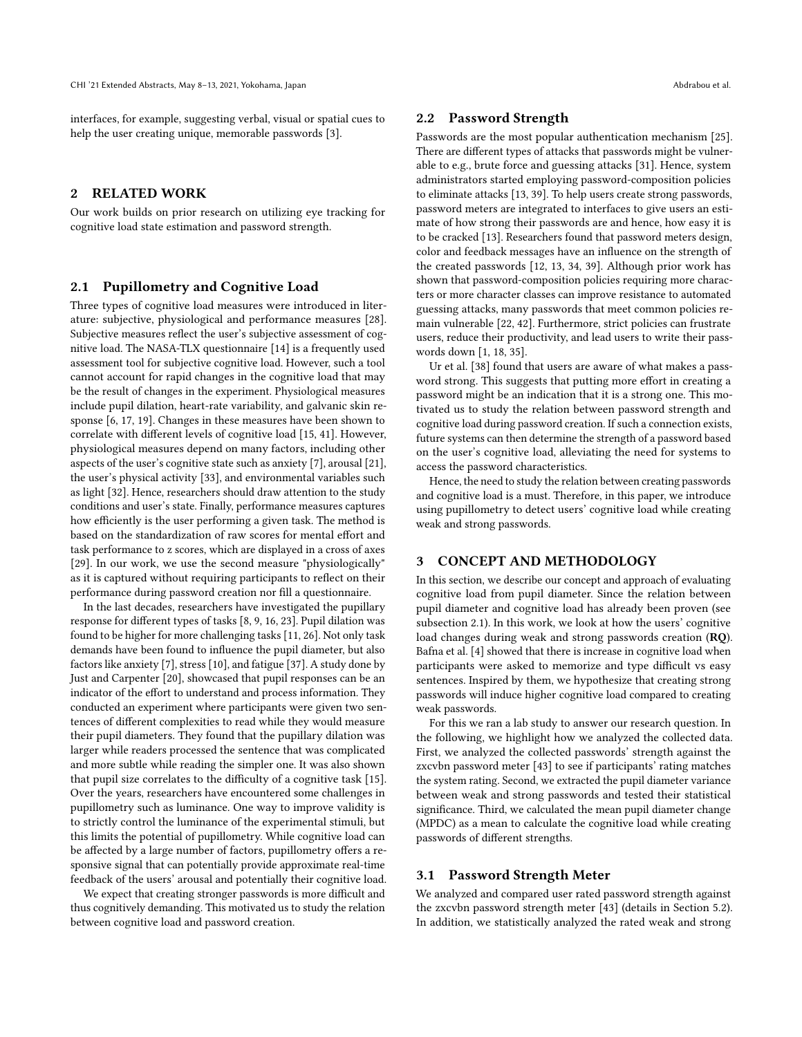interfaces, for example, suggesting verbal, visual or spatial cues to help the user creating unique, memorable passwords [3].

## 2 RELATED WORK

Our work builds on prior research on utilizing eye tracking for cognitive load state estimation and password strength.

### 2.1 Pupillometry and Cognitive Load

Three types of cognitive load measures were introduced in literature: subjective, physiological and performance measures [28]. Subjective measures reflect the user's subjective assessment of cognitive load. The NASA-TLX questionnaire [14] is a frequently used assessment tool for subjective cognitive load. However, such a tool cannot account for rapid changes in the cognitive load that may be the result of changes in the experiment. Physiological measures include pupil dilation, heart-rate variability, and galvanic skin response [6, 17, 19]. Changes in these measures have been shown to correlate with different levels of cognitive load [15, 41]. However, physiological measures depend on many factors, including other aspects of the user's cognitive state such as anxiety [7], arousal [21], the user's physical activity [33], and environmental variables such as light [32]. Hence, researchers should draw attention to the study conditions and user's state. Finally, performance measures captures how efficiently is the user performing a given task. The method is based on the standardization of raw scores for mental effort and task performance to z scores, which are displayed in a cross of axes [29]. In our work, we use the second measure "physiologically" as it is captured without requiring participants to reflect on their performance during password creation nor fill a questionnaire.

In the last decades, researchers have investigated the pupillary response for different types of tasks [8, 9, 16, 23]. Pupil dilation was found to be higher for more challenging tasks [11, 26]. Not only task demands have been found to influence the pupil diameter, but also factors like anxiety [7], stress [10], and fatigue [37]. A study done by Just and Carpenter [20], showcased that pupil responses can be an indicator of the effort to understand and process information. They conducted an experiment where participants were given two sentences of different complexities to read while they would measure their pupil diameters. They found that the pupillary dilation was larger while readers processed the sentence that was complicated and more subtle while reading the simpler one. It was also shown that pupil size correlates to the difficulty of a cognitive task [15]. Over the years, researchers have encountered some challenges in pupillometry such as luminance. One way to improve validity is to strictly control the luminance of the experimental stimuli, but this limits the potential of pupillometry. While cognitive load can be affected by a large number of factors, pupillometry offers a responsive signal that can potentially provide approximate real-time feedback of the users' arousal and potentially their cognitive load.

We expect that creating stronger passwords is more difficult and thus cognitively demanding. This motivated us to study the relation between cognitive load and password creation.

### 2.2 Password Strength

Passwords are the most popular authentication mechanism [25]. There are different types of attacks that passwords might be vulnerable to e.g., brute force and guessing attacks [31]. Hence, system administrators started employing password-composition policies to eliminate attacks [13, 39]. To help users create strong passwords, password meters are integrated to interfaces to give users an estimate of how strong their passwords are and hence, how easy it is to be cracked [13]. Researchers found that password meters design, color and feedback messages have an influence on the strength of the created passwords [12, 13, 34, 39]. Although prior work has shown that password-composition policies requiring more characters or more character classes can improve resistance to automated guessing attacks, many passwords that meet common policies remain vulnerable [22, 42]. Furthermore, strict policies can frustrate users, reduce their productivity, and lead users to write their passwords down [1, 18, 35].

Ur et al. [38] found that users are aware of what makes a password strong. This suggests that putting more effort in creating a password might be an indication that it is a strong one. This motivated us to study the relation between password strength and cognitive load during password creation. If such a connection exists, future systems can then determine the strength of a password based on the user's cognitive load, alleviating the need for systems to access the password characteristics.

Hence, the need to study the relation between creating passwords and cognitive load is a must. Therefore, in this paper, we introduce using pupillometry to detect users' cognitive load while creating weak and strong passwords.

## 3 CONCEPT AND METHODOLOGY

In this section, we describe our concept and approach of evaluating cognitive load from pupil diameter. Since the relation between pupil diameter and cognitive load has already been proven (see subsection 2.1). In this work, we look at how the users' cognitive load changes during weak and strong passwords creation (**RQ**). Bafna et al. [4] showed that there is increase in cognitive load when participants were asked to memorize and type difficult vs easy sentences. Inspired by them, we hypothesize that creating strong passwords will induce higher cognitive load compared to creating weak passwords.

For this we ran a lab study to answer our research question. In the following, we highlight how we analyzed the collected data. First, we analyzed the collected passwords' strength against the zxcvbn password meter [43] to see if participants' rating matches the system rating. Second, we extracted the pupil diameter variance between weak and strong passwords and tested their statistical significance. Third, we calculated the mean pupil diameter change (MPDC) as a mean to calculate the cognitive load while creating passwords of different strengths.

### 3.1 Password Strength Meter

We analyzed and compared user rated password strength against the zxcvbn password strength meter [43] (details in Section 5.2). In addition, we statistically analyzed the rated weak and strong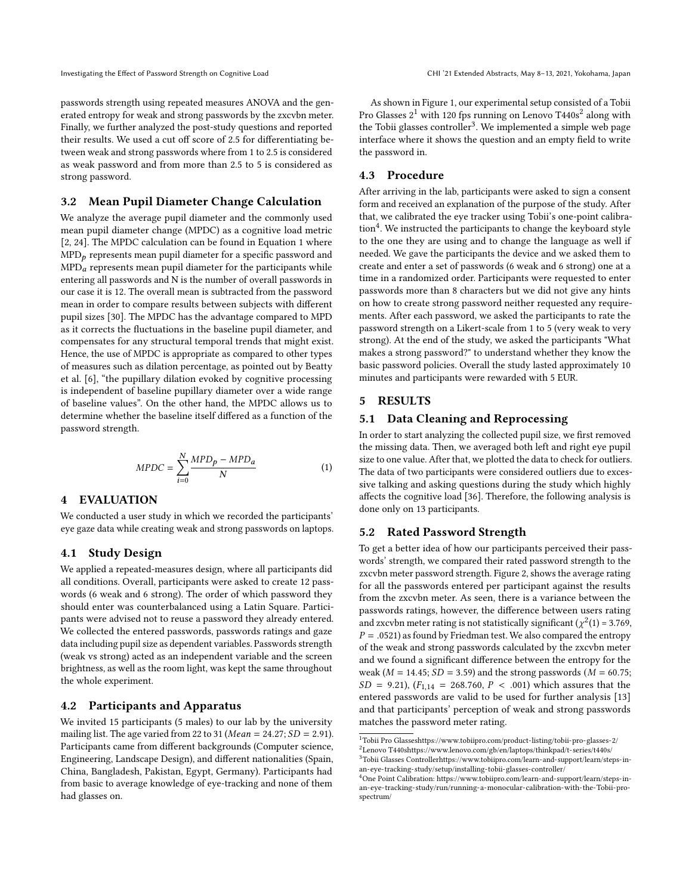passwords strength using repeated measures ANOVA and the generated entropy for weak and strong passwords by the zxcvbn meter. Finally, we further analyzed the post-study questions and reported their results. We used a cut off score of 2.5 for differentiating between weak and strong passwords where from 1 to 2.5 is considered as weak password and from more than 2.5 to 5 is considered as strong password.

### 3.2 Mean Pupil Diameter Change Calculation

We analyze the average pupil diameter and the commonly used mean pupil diameter change (MPDC) as a cognitive load metric [2, 24]. The MPDC calculation can be found in Equation 1 where $MPD_p$ represents mean pupil diameter for a specific password and $MPD_a$ represents mean pupil diameter for the participants while entering all passwords and N is the number of overall passwords in our case it is 12. The overall mean is subtracted from the password mean in order to compare results between subjects with different pupil sizes [30]. The MPDC has the advantage compared to MPD as it corrects the fluctuations in the baseline pupil diameter, and compensates for any structural temporal trends that might exist. Hence, the use of MPDC is appropriate as compared to other types of measures such as dilation percentage, as pointed out by Beatty et al. [6], "the pupillary dilation evoked by cognitive processing is independent of baseline pupillary diameter over a wide range of baseline values". On the other hand, the MPDC allows us to determine whether the baseline itself differed as a function of the password strength.

$$MPDC = \sum_{i=0}^{N} \frac{MPD_p - MPD_a}{N} \tag{1}$$

## 4 EVALUATION

We conducted a user study in which we recorded the participants' eye gaze data while creating weak and strong passwords on laptops.

### 4.1 Study Design

We applied a repeated-measures design, where all participants did all conditions. Overall, participants were asked to create 12 passwords (6 weak and 6 strong). The order of which password they should enter was counterbalanced using a Latin Square. Participants were advised not to reuse a password they already entered. We collected the entered passwords, passwords ratings and gaze data including pupil size as dependent variables. Passwords strength (weak vs strong) acted as an independent variable and the screen brightness, as well as the room light, was kept the same throughout the whole experiment.

### 4.2 Participants and Apparatus

We invited 15 participants (5 males) to our lab by the university mailing list. The age varied from 22 to 31 ($Mean = 24.27$; $SD = 2.91$). Participants came from different backgrounds (Computer science, Engineering, Landscape Design), and different nationalities (Spain, China, Bangladesh, Pakistan, Egypt, Germany). Participants had from basic to average knowledge of eye-tracking and none of them had glasses on.

As shown in Figure 1, our experimental setup consisted of a Tobii Pro Glasses 2[1] with 120 fps running on Lenovo T440s[2] along with the Tobii glasses controller[3]. We implemented a simple web page interface where it shows the question and an empty field to write the password in.

### 4.3 Procedure

After arriving in the lab, participants were asked to sign a consent form and received an explanation of the purpose of the study. After that, we calibrated the eye tracker using Tobii's one-point calibration[4]. We instructed the participants to change the keyboard style to the one they are using and to change the language as well if needed. We gave the participants the device and we asked them to create and enter a set of passwords (6 weak and 6 strong) one at a time in a randomized order. Participants were requested to enter passwords more than 8 characters but we did not give any hints on how to create strong password neither requested any requirements. After each password, we asked the participants to rate the password strength on a Likert-scale from 1 to 5 (very weak to very strong). At the end of the study, we asked the participants "What makes a strong password?" to understand whether they know the basic password policies. Overall the study lasted approximately 10 minutes and participants were rewarded with 5 EUR.

## 5 RESULTS

### 5.1 Data Cleaning and Reprocessing

In order to start analyzing the collected pupil size, we first removed the missing data. Then, we averaged both left and right eye pupil size to one value. After that, we plotted the data to check for outliers. The data of two participants were considered outliers due to excessive talking and asking questions during the study which highly affects the cognitive load [36]. Therefore, the following analysis is done only on 13 participants.

### 5.2 Rated Password Strength

To get a better idea of how our participants perceived their passwords' strength, we compared their rated password strength to the zxcvbn meter password strength. Figure 2, shows the average rating for all the passwords entered per participant against the results from the zxcvbn meter. As seen, there is a variance between the passwords ratings, however, the difference between users rating and zxcvbn meter rating is not statistically significant ($\chi^2(1) = 3.769$, $P = .0521$) as found by Friedman test. We also compared the entropy of the weak and strong passwords calculated by the zxcvbn meter and we found a significant difference between the entropy for the weak ($M = 14.45$; $SD = 3.59$) and the strong passwords ($M = 60.75$; $SD = 9.21$), ($F_{1,14} = 268.760$, $P < .001$) which assures that the entered passwords are valid to be used for further analysis [13] and that participants' perception of weak and strong passwords matches the password meter rating.

[1] Tobii Pro Glasseshttps://www.tobiipro.com/product-listing/tobii-pro-glasses-2/

[2] Lenovo T440shttps://www.lenovo.com/gb/en/laptops/thinkpad/t-series/t440s/

[3] Tobii Glasses Controllerhttps://www.tobiipro.com/learn-and-support/learn/steps-in-an-eye-tracking-study/setup/installing-tobii-glasses-controller/

[4] One Point Calibration: https://www.tobiipro.com/learn-and-support/learn/steps-in-an-eye-tracking-study/run/running-a-monocular-calibration-with-the-Tobii-pro-spectrum/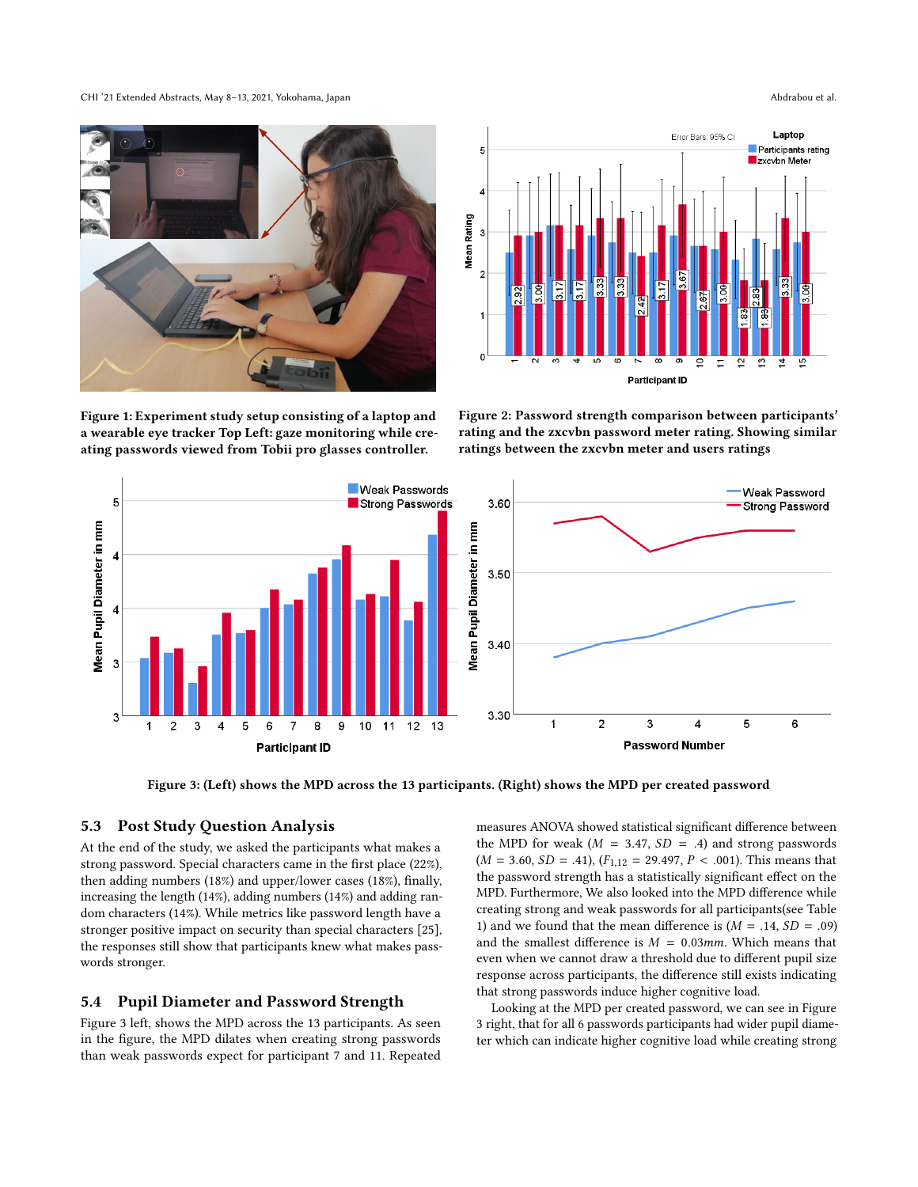Figure 1: Experiment study setup consisting of a laptop and a wearable eye tracker Top Left: gaze monitoring while creating passwords viewed from Tobii pro glasses controller.

Figure 2: Password strength comparison between participants' rating and the zxcvbn password meter rating. Showing similar ratings between the zxcvbn meter and users ratings

Figure 3: (Left) shows the MPD across the 13 participants. (Right) shows the MPD per created password

## 5.3 Post Study Question Analysis

At the end of the study, we asked the participants what makes a strong password. Special characters came in the first place (22%), then adding numbers (18%) and upper/lower cases (18%), finally, increasing the length (14%), adding numbers (14%) and adding random characters (14%). While metrics like password length have a stronger positive impact on security than special characters [25], the responses still show that participants knew what makes passwords stronger.

## 5.4 Pupil Diameter and Password Strength

Figure 3 left, shows the MPD across the 13 participants. As seen in the figure, the MPD dilates when creating strong passwords than weak passwords expect for participant 7 and 11. Repeated measures ANOVA showed statistical significant difference between the MPD for weak ($M = 3.47$, $SD = .4$) and strong passwords ($M = 3.60$, $SD = .41$), ($F_{1,12} = 29.497$, $P < .001$). This means that the password strength has a statistically significant effect on the MPD. Furthermore, We also looked into the MPD difference while creating strong and weak passwords for all participants(see Table 1) and we found that the mean difference is ($M = .14$, $SD = .09$) and the smallest difference is $M = 0.03mm$. Which means that even when we cannot draw a threshold due to different pupil size response across participants, the difference still exists indicating that strong passwords induce higher cognitive load.

Looking at the MPD per created password, we can see in Figure 3 right, that for all 6 passwords participants had wider pupil diameter which can indicate higher cognitive load while creating strong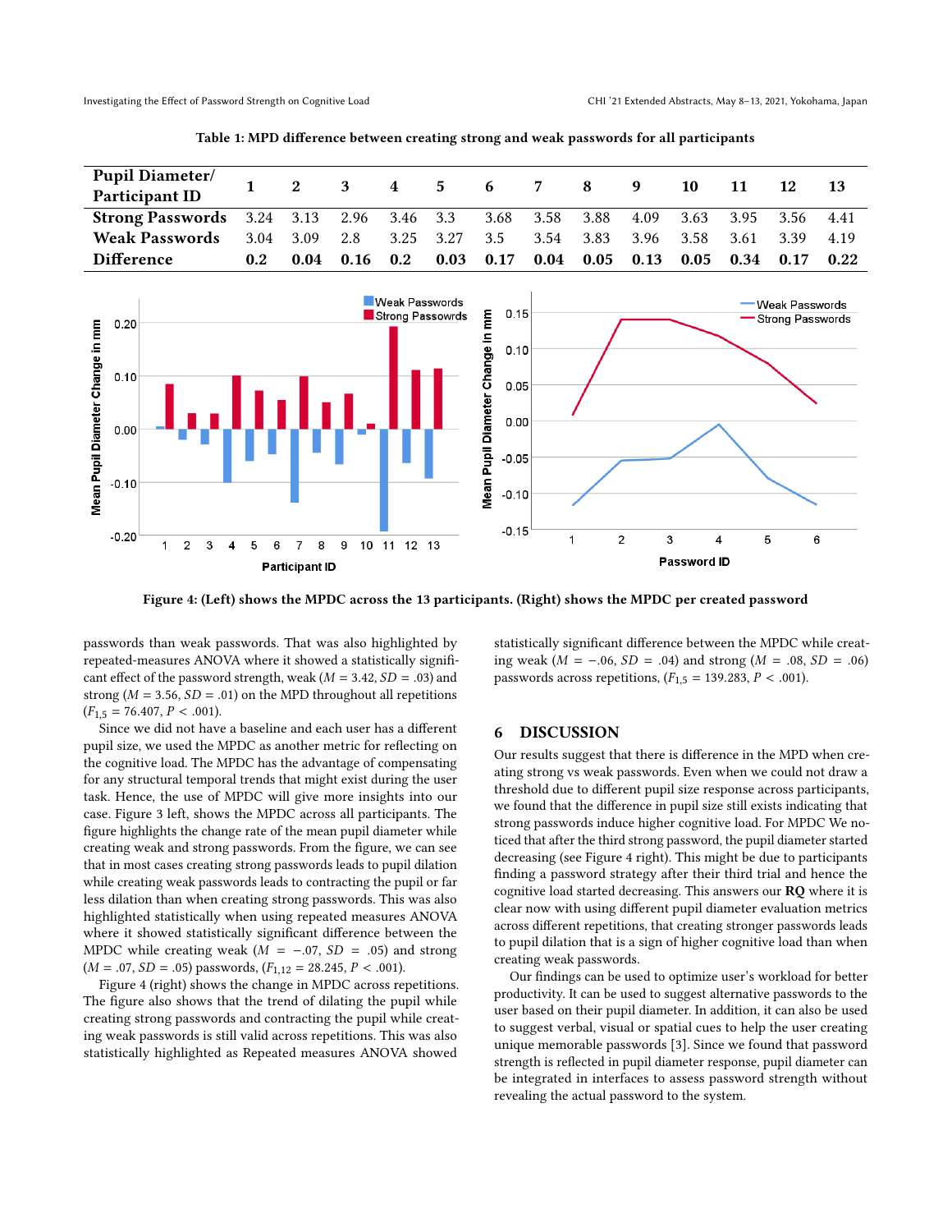Table 1: MPD difference between creating strong and weak passwords for all participants

| Pupil Diameter/ Participant ID | 1 | 2 | 3 | 4 | 5 | 6 | 7 | 8 | 9 | 10 | 11 | 12 | 13 |
|---|---|---|---|---|---|---|---|---|---|---|---|---|---|
| **Strong Passwords** | 3.24 | 3.13 | 2.96 | 3.46 | 3.3 | 3.68 | 3.58 | 3.88 | 4.09 | 3.63 | 3.95 | 3.56 | 4.41 |
| **Weak Passwords** | 3.04 | 3.09 | 2.8 | 3.25 | 3.27 | 3.5 | 3.54 | 3.83 | 3.96 | 3.58 | 3.61 | 3.39 | 4.19 |
| **Difference** | **0.2** | **0.04** | **0.16** | **0.2** | **0.03** | **0.17** | **0.04** | **0.05** | **0.13** | **0.05** | **0.34** | **0.17** | **0.22** |

Figure 4: (Left) shows the MPDC across the 13 participants. (Right) shows the MPDC per created password

passwords than weak passwords. That was also highlighted by repeated-measures ANOVA where it showed a statistically significant effect of the password strength, weak ($M = 3.42$, $SD = .03$) and strong ($M = 3.56$, $SD = .01$) on the MPD throughout all repetitions ($F_{1,5} = 76.407$, $P < .001$).

Since we did not have a baseline and each user has a different pupil size, we used the MPDC as another metric for reflecting on the cognitive load. The MPDC has the advantage of compensating for any structural temporal trends that might exist during the user task. Hence, the use of MPDC will give more insights into our case. Figure 3 left, shows the MPDC across all participants. The figure highlights the change rate of the mean pupil diameter while creating weak and strong passwords. From the figure, we can see that in most cases creating strong passwords leads to pupil dilation while creating weak passwords leads to contracting the pupil or far less dilation than when creating strong passwords. This was also highlighted statistically when using repeated measures ANOVA where it showed statistically significant difference between the MPDC while creating weak ($M = -.07$, $SD = .05$) and strong ($M = .07$, $SD = .05$) passwords, ($F_{1,12} = 28.245$, $P < .001$).

Figure 4 (right) shows the change in MPDC across repetitions. The figure also shows that the trend of dilating the pupil while creating strong passwords and contracting the pupil while creating weak passwords is still valid across repetitions. This was also statistically highlighted as Repeated measures ANOVA showed statistically significant difference between the MPDC while creating weak ($M = -.06$, $SD = .04$) and strong ($M = .08$, $SD = .06$) passwords across repetitions, ($F_{1,5} = 139.283$, $P < .001$).

## 6 DISCUSSION

Our results suggest that there is difference in the MPD when creating strong vs weak passwords. Even when we could not draw a threshold due to different pupil size response across participants, we found that the difference in pupil size still exists indicating that strong passwords induce higher cognitive load. For MPDC We noticed that after the third strong password, the pupil diameter started decreasing (see Figure 4 right). This might be due to participants finding a password strategy after their third trial and hence the cognitive load started decreasing. This answers our **RQ** where it is clear now with using different pupil diameter evaluation metrics across different repetitions, that creating stronger passwords leads to pupil dilation that is a sign of higher cognitive load than when creating weak passwords.

Our findings can be used to optimize user's workload for better productivity. It can be used to suggest alternative passwords to the user based on their pupil diameter. In addition, it can also be used to suggest verbal, visual or spatial cues to help the user creating unique memorable passwords [3]. Since we found that password strength is reflected in pupil diameter response, pupil diameter can be integrated in interfaces to assess password strength without revealing the actual password to the system.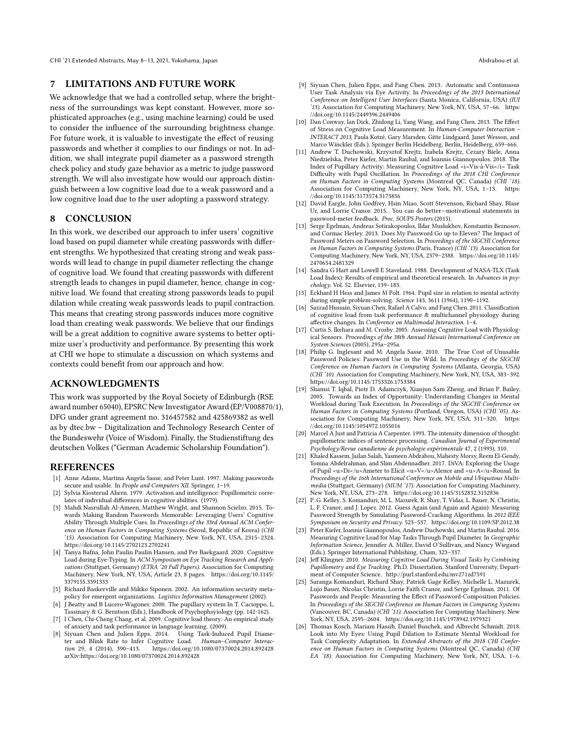## 7 LIMITATIONS AND FUTURE WORK

We acknowledge that we had a controlled setup, where the brightness of the surroundings was kept constant. However, more sophisticated approaches (e.g., using machine learning) could be used to consider the influence of the surrounding brightness change. For future work, it is valuable to investigate the effect of reusing passwords and whether it complies to our findings or not. In addition, we shall integrate pupil diameter as a password strength check policy and study gaze behavior as a metric to judge password strength. We will also investigate how would our approach distinguish between a low cognitive load due to a weak password and a low cognitive load due to the user adopting a password strategy.

## 8 CONCLUSION

In this work, we described our approach to infer users' cognitive load based on pupil diameter while creating passwords with different strengths. We hypothesized that creating strong and weak passwords will lead to change in pupil diameter reflecting the change of cognitive load. We found that creating passwords with different strength leads to changes in pupil diameter, hence, change in cognitive load. We found that creating strong passwords leads to pupil dilation while creating weak passwords leads to pupil contraction. This means that creating strong passwords induces more cognitive load than creating weak passwords. We believe that our findings will be a great addition to cognitive aware systems to better optimize user's productivity and performance. By presenting this work at CHI we hope to stimulate a discussion on which systems and contexts could benefit from our approach and how.

## ACKNOWLEDGMENTS

This work was supported by the Royal Society of Edinburgh (RSE award number 65040), EPSRC New Investigator Award (EP/V008870/1), DFG under grant agreement no. 316457582 and 425869382 as well as by dtec.bw – Digitalization and Technology Research Center of the Bundeswehr (Voice of Wisdom). Finally, the Studienstiftung des deutschen Volkes ("German Academic Scholarship Foundation").

## REFERENCES

[1] Anne Adams, Martina Angela Sasse, and Peter Lunt. 1997. Making passwords secure and usable. In *People and Computers XII*. Springer, 1–19.

[2] Sylvia Kiosterud Ahern. 1979. Activation and intelligence: Pupillometric correlates of individual differences in cognitive abilities. (1979).

[3] Mahdi Nasrullah Al-Ameen, Matthew Wright, and Shannon Scielzo. 2015. Towards Making Random Passwords Memorable: Leveraging Users' Cognitive Ability Through Multiple Cues. In *Proceedings of the 33rd Annual ACM Conference on Human Factors in Computing Systems* (Seoul, Republic of Korea) *(CHI '15)*. Association for Computing Machinery, New York, NY, USA, 2315–2324. https://doi.org/10.1145/2702123.2702241

[4] Tanya Bafna, John Paulin Paulin Hansen, and Per Baekgaard. 2020. Cognitive Load during Eye-Typing. In *ACM Symposium on Eye Tracking Research and Applications* (Stuttgart, Germany) *(ETRA '20 Full Papers)*. Association for Computing Machinery, New York, NY, USA, Article 23, 8 pages. https://doi.org/10.1145/3379155.3391333

[5] Richard Baskerville and Mikko Siponen. 2002. An information security meta-policy for emergent organizations. *Logistics Information Management* (2002).

[6] J Beatty and B Lucero-Wagoner. 2000. The pupillary system In T. Cacioppo, L. Tassinary & G. Berntson (Eds.), Handbook of Psychophsyiology (pp. 142-162).

[7] I Chen, Chi-Cheng Chang, et al. 2009. Cognitive load theory: An empirical study of anxiety and task performance in language learning. (2009).

[8] Siyuan Chen and Julien Epps. 2014. Using Task-Induced Pupil Diameter and Blink Rate to Infer Cognitive Load. *Human–Computer Interaction* 29, 4 (2014), 390–413. https://doi.org/10.1080/07370024.2014.892428 arXiv:https://doi.org/10.1080/07370024.2014.892428

[9] Siyuan Chen, Julien Epps, and Fang Chen. 2013. Automatic and Continuous User Task Analysis via Eye Activity. In *Proceedings of the 2013 International Conference on Intelligent User Interfaces* (Santa Monica, California, USA) *(IUI '13)*. Association for Computing Machinery, New York, NY, USA, 57–66. https://doi.org/10.1145/2449396.2449406

[10] Dan Conway, Ian Dick, Zhidong Li, Yang Wang, and Fang Chen. 2013. The Effect of Stress on Cognitive Load Measurement. In *Human-Computer Interaction – INTERACT 2013*, Paula Kotzé, Gary Marsden, Gitte Lindgaard, Janet Wesson, and Marco Winckler (Eds.). Springer Berlin Heidelberg, Berlin, Heidelberg, 659–666.

[11] Andrew T. Duchowski, Krzysztof Krejtz, Izabela Krejtz, Cezary Biele, Anna Niedzielska, Peter Kiefer, Martin Raubal, and Ioannis Giannopoulos. 2018. The Index of Pupillary Activity: Measuring Cognitive Load <i>Vis-à-Vis</i> Task Difficulty with Pupil Oscillation. In *Proceedings of the 2018 CHI Conference on Human Factors in Computing Systems* (Montreal QC, Canada) *(CHI '18)*. Association for Computing Machinery, New York, NY, USA, 1–13. https://doi.org/10.1145/3173574.3173856

[12] David Eargle, John Godfrey, Hsin Miao, Scott Stevenson, Richard Shay, Blase Ur, and Lorrie Cranor. 2015. You can do better—motivational statements in password-meter feedback. *Proc. SOUPS Posters* (2015).

[13] Serge Egelman, Andreas Sotirakopoulos, Ildar Muslukhov, Konstantin Beznosov, and Cormac Herley. 2013. Does My Password Go up to Eleven? The Impact of Password Meters on Password Selection. In *Proceedings of the SIGCHI Conference on Human Factors in Computing Systems* (Paris, France) *(CHI '13)*. Association for Computing Machinery, New York, NY, USA, 2379–2388. https://doi.org/10.1145/2470654.2481329

[14] Sandra G Hart and Lowell E Staveland. 1988. Development of NASA-TLX (Task Load Index): Results of empirical and theoretical research. In *Advances in psychology*. Vol. 52. Elsevier, 139–183.

[15] Eckhard H Hess and James M Polt. 1964. Pupil size in relation to mental activity during simple problem-solving. *Science* 143, 3611 (1964), 1190–1192.

[16] Sazzad Hussain, Siyuan Chen, Rafael A Calvo, and Fang Chen. 2011. Classification of cognitive load from task performance & multichannel physiology during affective changes. In *Conference on Multimodal Interaction*. 1–4.

[17] Curtis S. Ikehara and M. Crosby. 2005. Assessing Cognitive Load with Physiological Sensors. *Proceedings of the 38th Annual Hawaii International Conference on System Sciences* (2005), 295a–295a.

[18] Philip G. Inglesant and M. Angela Sasse. 2010. The True Cost of Unusable Password Policies: Password Use in the Wild. In *Proceedings of the SIGCHI Conference on Human Factors in Computing Systems* (Atlanta, Georgia, USA) *(CHI '10)*. Association for Computing Machinery, New York, NY, USA, 383–392. https://doi.org/10.1145/1753326.1753384

[19] Shamsi T. Iqbal, Piotr D. Adamczyk, Xianjun Sam Zheng, and Brian P. Bailey. 2005. Towards an Index of Opportunity: Understanding Changes in Mental Workload during Task Execution. In *Proceedings of the SIGCHI Conference on Human Factors in Computing Systems* (Portland, Oregon, USA) *(CHI '05)*. Association for Computing Machinery, New York, NY, USA, 311–320. https://doi.org/10.1145/1054972.1055016

[20] Marcel A Just and Patricia A Carpenter. 1993. The intensity dimension of thought: pupillometric indices of sentence processing. *Canadian Journal of Experimental Psychology/Revue canadienne de psychologie expérimentale* 47, 2 (1993), 310.

[21] Khaled Kassem, Jailan Salah, Yasmeen Abdrabou, Mahesty Morsy, Reem El-Gendy, Yomna Abdelrahman, and Slim Abdennadher. 2017. DiVA: Exploring the Usage of Pupil <u>Di</u>ameter to Elicit <u>V</u>alence and <u>A</u>rousal. In *Proceedings of the 16th International Conference on Mobile and Ubiquitous Multimedia* (Stuttgart, Germany) *(MUM '17)*. Association for Computing Machinery, New York, NY, USA, 273–278. https://doi.org/10.1145/3152832.3152836

[22] P. G. Kelley, S. Komanduri, M. L. Mazurek, R. Shay, T. Vidas, L. Bauer, N. Christin, L. F. Cranor, and J. Lopez. 2012. Guess Again (and Again and Again): Measuring Password Strength by Simulating Password-Cracking Algorithms. In *2012 IEEE Symposium on Security and Privacy*. 523–537. https://doi.org/10.1109/SP.2012.38

[23] Peter Kiefer, Ioannis Giannopoulos, Andrew Duchowski, and Martin Raubal. 2016. Measuring Cognitive Load for Map Tasks Through Pupil Diameter. In *Geographic Information Science*, Jennifer A. Miller, David O'Sullivan, and Nancy Wiegand (Eds.). Springer International Publishing, Cham, 323–337.

[24] Jeff Klingner. 2010. *Measuring Cognitive Load During Visual Tasks by Combining Pupillometry and Eye Tracking*. Ph.D. Dissertation. Stanford University, Department of Computer Science. http://purl.stanford.edu/mv271zd7591

[25] Saranga Komanduri, Richard Shay, Patrick Gage Kelley, Michelle L. Mazurek, Lujo Bauer, Nicolas Christin, Lorrie Faith Cranor, and Serge Egelman. 2011. Of Passwords and People: Measuring the Effect of Password-Composition Policies. In *Proceedings of the SIGCHI Conference on Human Factors in Computing Systems* (Vancouver, BC, Canada) *(CHI '11)*. Association for Computing Machinery, New York, NY, USA, 2595–2604. https://doi.org/10.1145/1978942.1979321

[26] Thomas Kosch, Mariam Hassib, Daniel Buschek, and Albrecht Schmidt. 2018. Look into My Eyes: Using Pupil Dilation to Estimate Mental Workload for Task Complexity Adaptation. In *Extended Abstracts of the 2018 CHI Conference on Human Factors in Computing Systems* (Montreal QC, Canada) *(CHI EA '18)*. Association for Computing Machinery, New York, NY, USA, 1–6.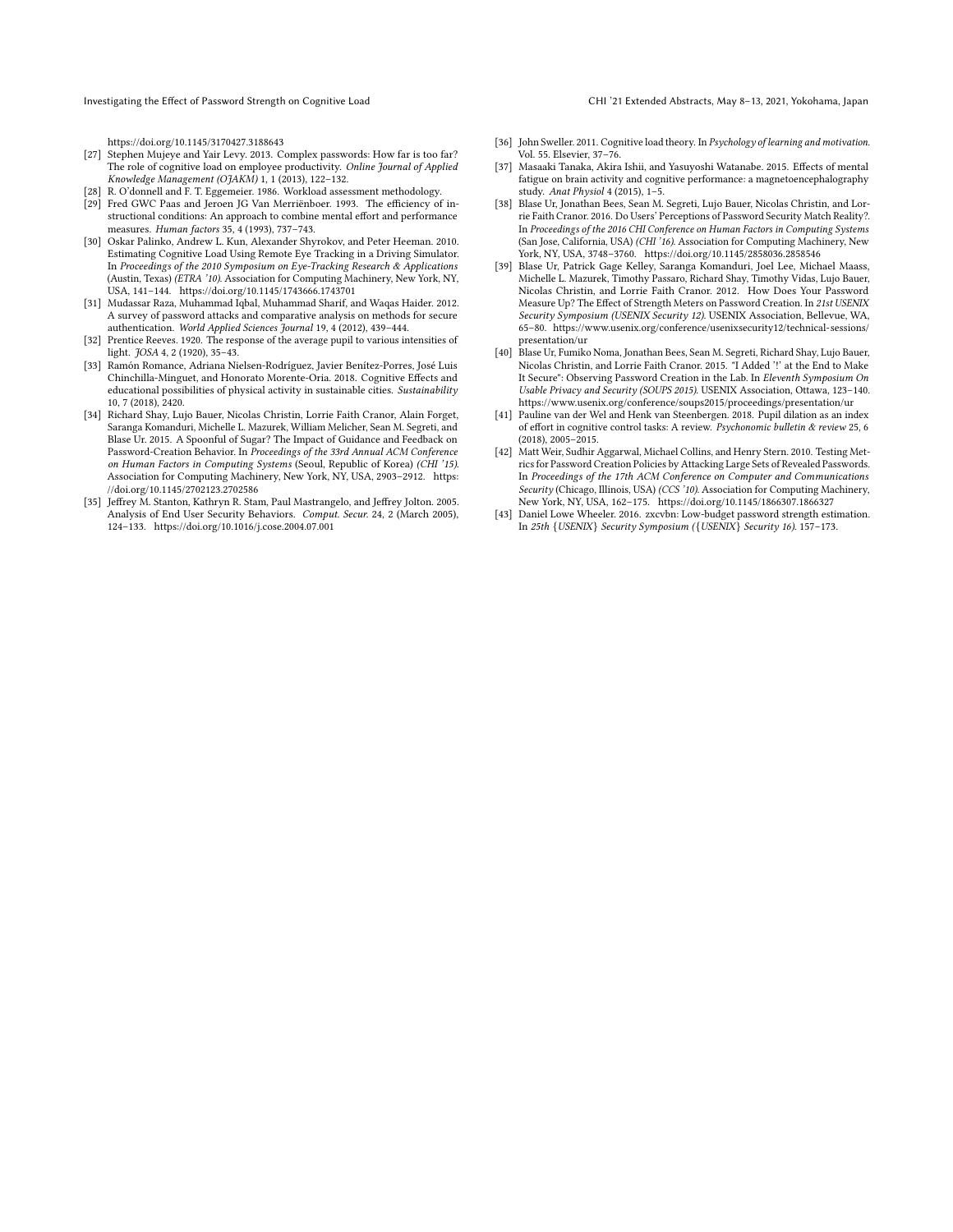https://doi.org/10.1145/3170427.3188643

[27] Stephen Mujeye and Yair Levy. 2013. Complex passwords: How far is too far? The role of cognitive load on employee productivity. *Online Journal of Applied Knowledge Management (OJAKM)* 1, 1 (2013), 122–132.

[28] R. O'donnell and F. T. Eggemeier. 1986. Workload assessment methodology.

[29] Fred GWC Paas and Jeroen JG Van Merriënboer. 1993. The efficiency of instructional conditions: An approach to combine mental effort and performance measures. *Human factors* 35, 4 (1993), 737–743.

[30] Oskar Palinko, Andrew L. Kun, Alexander Shyrokov, and Peter Heeman. 2010. Estimating Cognitive Load Using Remote Eye Tracking in a Driving Simulator. In *Proceedings of the 2010 Symposium on Eye-Tracking Research & Applications* (Austin, Texas) *(ETRA '10)*. Association for Computing Machinery, New York, NY, USA, 141–144. https://doi.org/10.1145/1743666.1743701

[31] Mudassar Raza, Muhammad Iqbal, Muhammad Sharif, and Waqas Haider. 2012. A survey of password attacks and comparative analysis on methods for secure authentication. *World Applied Sciences Journal* 19, 4 (2012), 439–444.

[32] Prentice Reeves. 1920. The response of the average pupil to various intensities of light. *JOSA* 4, 2 (1920), 35–43.

[33] Ramón Romance, Adriana Nielsen-Rodríguez, Javier Benítez-Porres, José Luis Chinchilla-Minguet, and Honorato Morente-Oria. 2018. Cognitive Effects and educational possibilities of physical activity in sustainable cities. *Sustainability* 10, 7 (2018), 2420.

[34] Richard Shay, Lujo Bauer, Nicolas Christin, Lorrie Faith Cranor, Alain Forget, Saranga Komanduri, Michelle L. Mazurek, William Melicher, Sean M. Segreti, and Blase Ur. 2015. A Spoonful of Sugar? The Impact of Guidance and Feedback on Password-Creation Behavior. In *Proceedings of the 33rd Annual ACM Conference on Human Factors in Computing Systems* (Seoul, Republic of Korea) *(CHI '15)*. Association for Computing Machinery, New York, NY, USA, 2903–2912. https://doi.org/10.1145/2702123.2702586

[35] Jeffrey M. Stanton, Kathryn R. Stam, Paul Mastrangelo, and Jeffrey Jolton. 2005. Analysis of End User Security Behaviors. *Comput. Secur.* 24, 2 (March 2005), 124–133. https://doi.org/10.1016/j.cose.2004.07.001

[36] John Sweller. 2011. Cognitive load theory. In *Psychology of learning and motivation*. Vol. 55. Elsevier, 37–76.

[37] Masaaki Tanaka, Akira Ishii, and Yasuyoshi Watanabe. 2015. Effects of mental fatigue on brain activity and cognitive performance: a magnetoencephalography study. *Anat Physiol* 4 (2015), 1–5.

[38] Blase Ur, Jonathan Bees, Sean M. Segreti, Lujo Bauer, Nicolas Christin, and Lorrie Faith Cranor. 2016. Do Users' Perceptions of Password Security Match Reality?. In *Proceedings of the 2016 CHI Conference on Human Factors in Computing Systems* (San Jose, California, USA) *(CHI '16)*. Association for Computing Machinery, New York, NY, USA, 3748–3760. https://doi.org/10.1145/2858036.2858546

[39] Blase Ur, Patrick Gage Kelley, Saranga Komanduri, Joel Lee, Michael Maass, Michelle L. Mazurek, Timothy Passaro, Richard Shay, Timothy Vidas, Lujo Bauer, Nicolas Christin, and Lorrie Faith Cranor. 2012. How Does Your Password Measure Up? The Effect of Strength Meters on Password Creation. In *21st USENIX Security Symposium (USENIX Security 12)*. USENIX Association, Bellevue, WA, 65–80. https://www.usenix.org/conference/usenixsecurity12/technical-sessions/presentation/ur

[40] Blase Ur, Fumiko Noma, Jonathan Bees, Sean M. Segreti, Richard Shay, Lujo Bauer, Nicolas Christin, and Lorrie Faith Cranor. 2015. "I Added '!' at the End to Make It Secure": Observing Password Creation in the Lab. In *Eleventh Symposium On Usable Privacy and Security (SOUPS 2015)*. USENIX Association, Ottawa, 123–140. https://www.usenix.org/conference/soups2015/proceedings/presentation/ur

[41] Pauline van der Wel and Henk van Steenbergen. 2018. Pupil dilation as an index of effort in cognitive control tasks: A review. *Psychonomic bulletin & review* 25, 6 (2018), 2005–2015.

[42] Matt Weir, Sudhir Aggarwal, Michael Collins, and Henry Stern. 2010. Testing Metrics for Password Creation Policies by Attacking Large Sets of Revealed Passwords. In *Proceedings of the 17th ACM Conference on Computer and Communications Security* (Chicago, Illinois, USA) *(CCS '10)*. Association for Computing Machinery, New York, NY, USA, 162–175. https://doi.org/10.1145/1866307.1866327

[43] Daniel Lowe Wheeler. 2016. zxcvbn: Low-budget password strength estimation. In *25th {USENIX} Security Symposium ({USENIX} Security 16)*. 157–173.